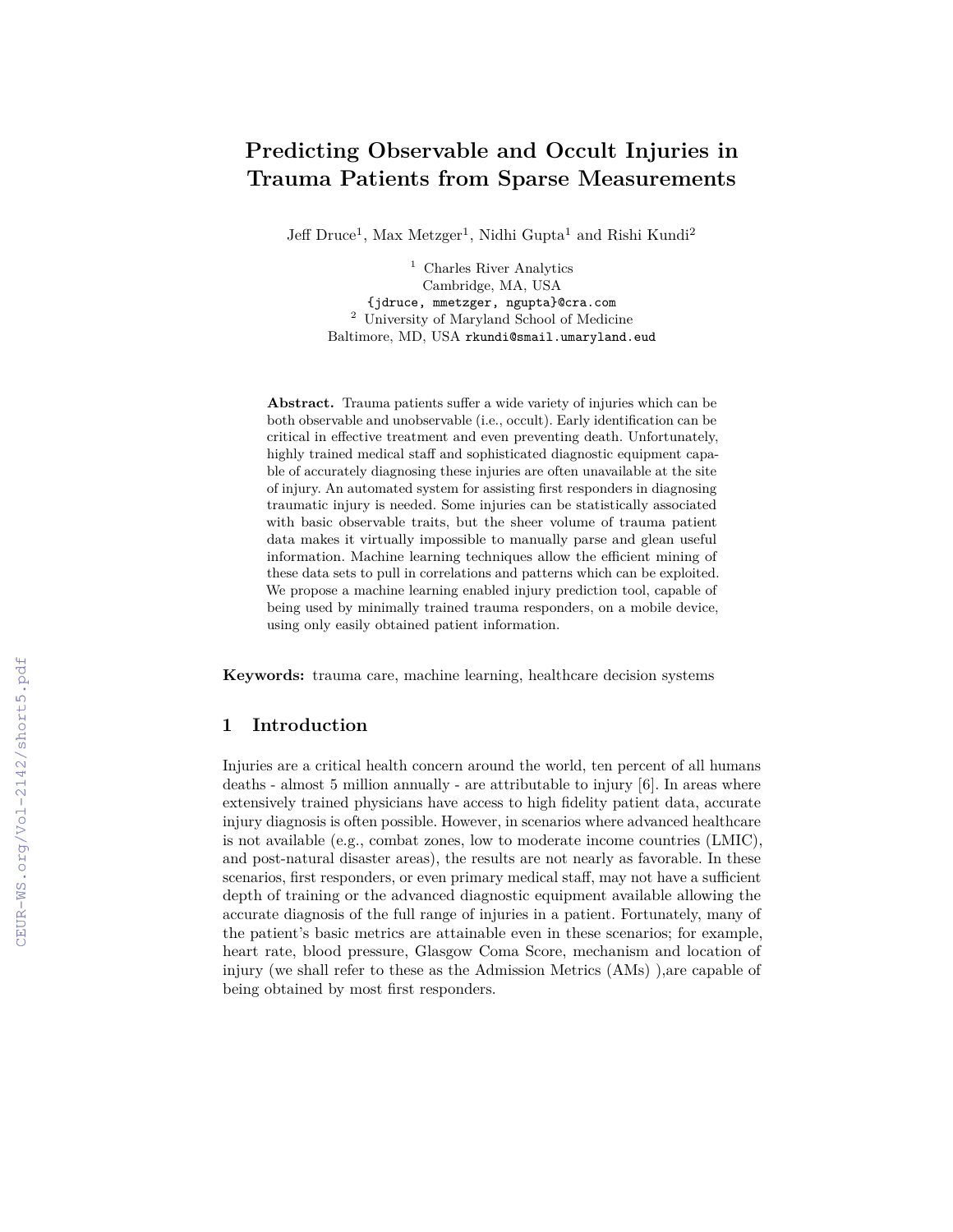# Predicting Observable and Occult Injuries in Trauma Patients from Sparse Measurements

Jeff Druce[1], Max Metzger[1], Nidhi Gupta[1] and Rishi Kundi[2]

[1] Charles River Analytics
Cambridge, MA, USA
{jdruce, mmetzger, ngupta}@cra.com
[2] University of Maryland School of Medicine
Baltimore, MD, USA rkundi@smail.umaryland.eud

**Abstract.** Trauma patients suffer a wide variety of injuries which can be both observable and unobservable (i.e., occult). Early identification can be critical in effective treatment and even preventing death. Unfortunately, highly trained medical staff and sophisticated diagnostic equipment capable of accurately diagnosing these injuries are often unavailable at the site of injury. An automated system for assisting first responders in diagnosing traumatic injury is needed. Some injuries can be statistically associated with basic observable traits, but the sheer volume of trauma patient data makes it virtually impossible to manually parse and glean useful information. Machine learning techniques allow the efficient mining of these data sets to pull in correlations and patterns which can be exploited. We propose a machine learning enabled injury prediction tool, capable of being used by minimally trained trauma responders, on a mobile device, using only easily obtained patient information.

**Keywords:** trauma care, machine learning, healthcare decision systems

## 1 Introduction

Injuries are a critical health concern around the world, ten percent of all humans deaths - almost 5 million annually - are attributable to injury [6]. In areas where extensively trained physicians have access to high fidelity patient data, accurate injury diagnosis is often possible. However, in scenarios where advanced healthcare is not available (e.g., combat zones, low to moderate income countries (LMIC), and post-natural disaster areas), the results are not nearly as favorable. In these scenarios, first responders, or even primary medical staff, may not have a sufficient depth of training or the advanced diagnostic equipment available allowing the accurate diagnosis of the full range of injuries in a patient. Fortunately, many of the patient's basic metrics are attainable even in these scenarios; for example, heart rate, blood pressure, Glasgow Coma Score, mechanism and location of injury (we shall refer to these as the Admission Metrics (AMs) ),are capable of being obtained by most first responders.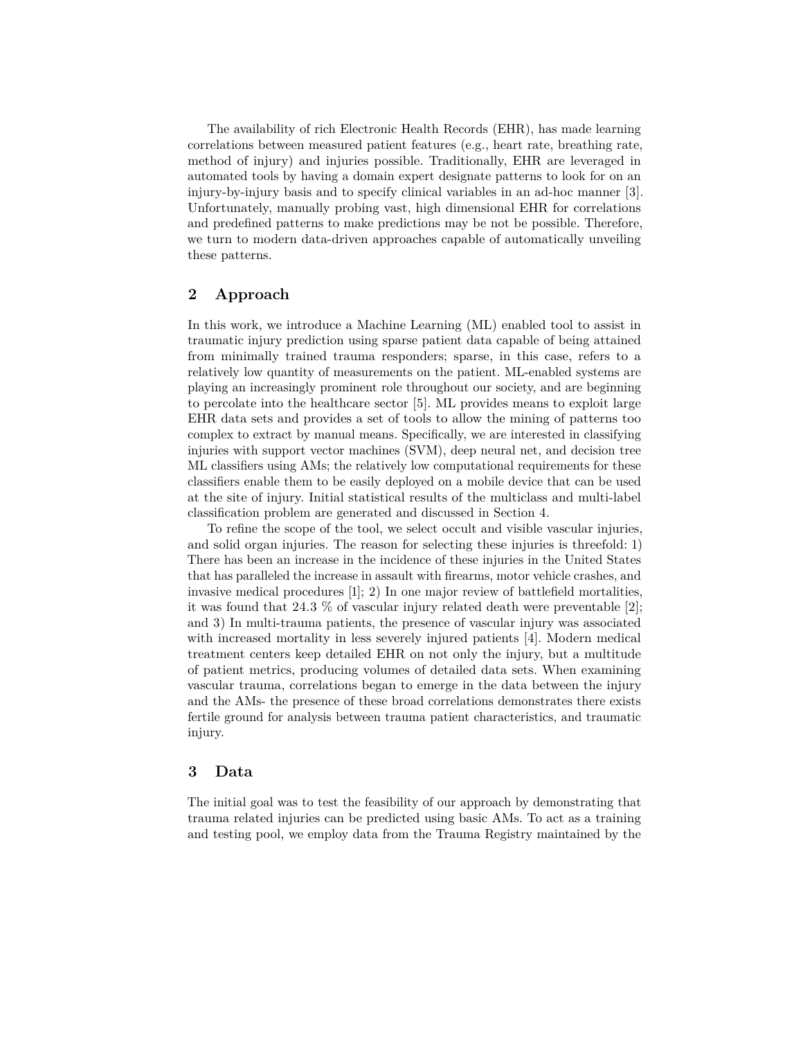The availability of rich Electronic Health Records (EHR), has made learning correlations between measured patient features (e.g., heart rate, breathing rate, method of injury) and injuries possible. Traditionally, EHR are leveraged in automated tools by having a domain expert designate patterns to look for on an injury-by-injury basis and to specify clinical variables in an ad-hoc manner [3]. Unfortunately, manually probing vast, high dimensional EHR for correlations and predefined patterns to make predictions may be not be possible. Therefore, we turn to modern data-driven approaches capable of automatically unveiling these patterns.

## 2 Approach

In this work, we introduce a Machine Learning (ML) enabled tool to assist in traumatic injury prediction using sparse patient data capable of being attained from minimally trained trauma responders; sparse, in this case, refers to a relatively low quantity of measurements on the patient. ML-enabled systems are playing an increasingly prominent role throughout our society, and are beginning to percolate into the healthcare sector [5]. ML provides means to exploit large EHR data sets and provides a set of tools to allow the mining of patterns too complex to extract by manual means. Specifically, we are interested in classifying injuries with support vector machines (SVM), deep neural net, and decision tree ML classifiers using AMs; the relatively low computational requirements for these classifiers enable them to be easily deployed on a mobile device that can be used at the site of injury. Initial statistical results of the multiclass and multi-label classification problem are generated and discussed in Section 4.

To refine the scope of the tool, we select occult and visible vascular injuries, and solid organ injuries. The reason for selecting these injuries is threefold: 1) There has been an increase in the incidence of these injuries in the United States that has paralleled the increase in assault with firearms, motor vehicle crashes, and invasive medical procedures [1]; 2) In one major review of battlefield mortalities, it was found that 24.3 % of vascular injury related death were preventable [2]; and 3) In multi-trauma patients, the presence of vascular injury was associated with increased mortality in less severely injured patients [4]. Modern medical treatment centers keep detailed EHR on not only the injury, but a multitude of patient metrics, producing volumes of detailed data sets. When examining vascular trauma, correlations began to emerge in the data between the injury and the AMs- the presence of these broad correlations demonstrates there exists fertile ground for analysis between trauma patient characteristics, and traumatic injury.

## 3 Data

The initial goal was to test the feasibility of our approach by demonstrating that trauma related injuries can be predicted using basic AMs. To act as a training and testing pool, we employ data from the Trauma Registry maintained by the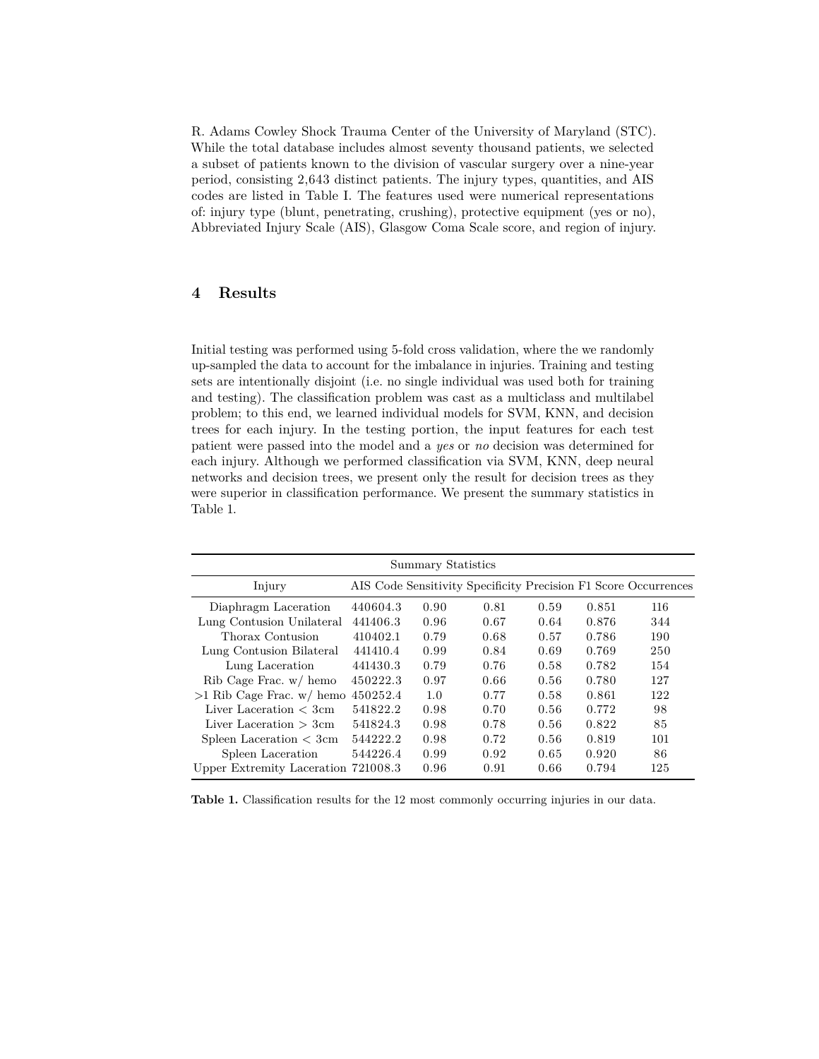R. Adams Cowley Shock Trauma Center of the University of Maryland (STC). While the total database includes almost seventy thousand patients, we selected a subset of patients known to the division of vascular surgery over a nine-year period, consisting 2,643 distinct patients. The injury types, quantities, and AIS codes are listed in Table I. The features used were numerical representations of: injury type (blunt, penetrating, crushing), protective equipment (yes or no), Abbreviated Injury Scale (AIS), Glasgow Coma Scale score, and region of injury.

## 4 Results

Initial testing was performed using 5-fold cross validation, where the we randomly up-sampled the data to account for the imbalance in injuries. Training and testing sets are intentionally disjoint (i.e. no single individual was used both for training and testing). The classification problem was cast as a multiclass and multilabel problem; to this end, we learned individual models for SVM, KNN, and decision trees for each injury. In the testing portion, the input features for each test patient were passed into the model and a *yes* or *no* decision was determined for each injury. Although we performed classification via SVM, KNN, deep neural networks and decision trees, we present only the result for decision trees as they were superior in classification performance. We present the summary statistics in Table 1.

| Summary Statistics | | | | | | |
|---|---|---|---|---|---|---|
| Injury | AIS Code | Sensitivity | Specificity | Precision | F1 Score | Occurrences |
| Diaphragm Laceration | 440604.3 | 0.90 | 0.81 | 0.59 | 0.851 | 116 |
| Lung Contusion Unilateral | 441406.3 | 0.96 | 0.67 | 0.64 | 0.876 | 344 |
| Thorax Contusion | 410402.1 | 0.79 | 0.68 | 0.57 | 0.786 | 190 |
| Lung Contusion Bilateral | 441410.4 | 0.99 | 0.84 | 0.69 | 0.769 | 250 |
| Lung Laceration | 441430.3 | 0.79 | 0.76 | 0.58 | 0.782 | 154 |
| Rib Cage Frac. w/ hemo | 450222.3 | 0.97 | 0.66 | 0.56 | 0.780 | 127 |
| >1 Rib Cage Frac. w/ hemo | 450252.4 | 1.0 | 0.77 | 0.58 | 0.861 | 122 |
| Liver Laceration < 3cm | 541822.2 | 0.98 | 0.70 | 0.56 | 0.772 | 98 |
| Liver Laceration > 3cm | 541824.3 | 0.98 | 0.78 | 0.56 | 0.822 | 85 |
| Spleen Laceration < 3cm | 544222.2 | 0.98 | 0.72 | 0.56 | 0.819 | 101 |
| Spleen Laceration | 544226.4 | 0.99 | 0.92 | 0.65 | 0.920 | 86 |
| Upper Extremity Laceration | 721008.3 | 0.96 | 0.91 | 0.66 | 0.794 | 125 |

**Table 1.** Classification results for the 12 most commonly occurring injuries in our data.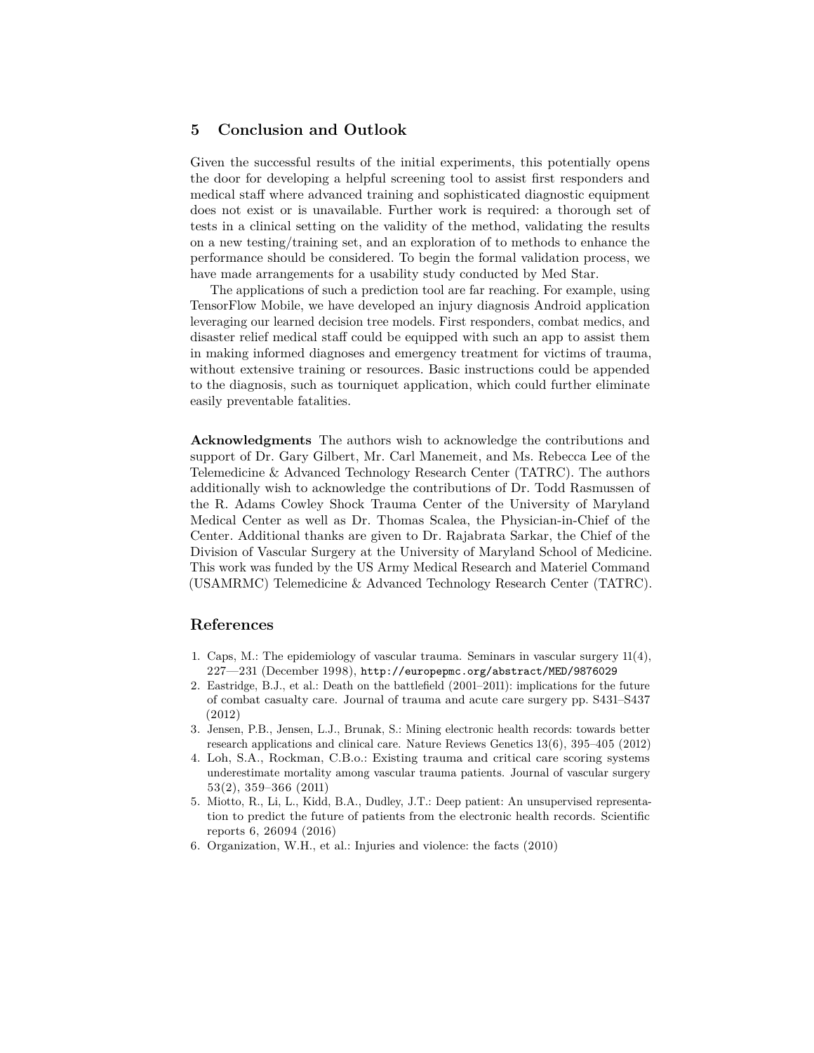## 5 Conclusion and Outlook

Given the successful results of the initial experiments, this potentially opens the door for developing a helpful screening tool to assist first responders and medical staff where advanced training and sophisticated diagnostic equipment does not exist or is unavailable. Further work is required: a thorough set of tests in a clinical setting on the validity of the method, validating the results on a new testing/training set, and an exploration of to methods to enhance the performance should be considered. To begin the formal validation process, we have made arrangements for a usability study conducted by Med Star.

The applications of such a prediction tool are far reaching. For example, using TensorFlow Mobile, we have developed an injury diagnosis Android application leveraging our learned decision tree models. First responders, combat medics, and disaster relief medical staff could be equipped with such an app to assist them in making informed diagnoses and emergency treatment for victims of trauma, without extensive training or resources. Basic instructions could be appended to the diagnosis, such as tourniquet application, which could further eliminate easily preventable fatalities.

**Acknowledgments** The authors wish to acknowledge the contributions and support of Dr. Gary Gilbert, Mr. Carl Manemeit, and Ms. Rebecca Lee of the Telemedicine & Advanced Technology Research Center (TATRC). The authors additionally wish to acknowledge the contributions of Dr. Todd Rasmussen of the R. Adams Cowley Shock Trauma Center of the University of Maryland Medical Center as well as Dr. Thomas Scalea, the Physician-in-Chief of the Center. Additional thanks are given to Dr. Rajabrata Sarkar, the Chief of the Division of Vascular Surgery at the University of Maryland School of Medicine. This work was funded by the US Army Medical Research and Materiel Command (USAMRMC) Telemedicine & Advanced Technology Research Center (TATRC).

## References

1. Caps, M.: The epidemiology of vascular trauma. Seminars in vascular surgery 11(4), 227—231 (December 1998), http://europepmc.org/abstract/MED/9876029
2. Eastridge, B.J., et al.: Death on the battlefield (2001–2011): implications for the future of combat casualty care. Journal of trauma and acute care surgery pp. S431–S437 (2012)
3. Jensen, P.B., Jensen, L.J., Brunak, S.: Mining electronic health records: towards better research applications and clinical care. Nature Reviews Genetics 13(6), 395–405 (2012)
4. Loh, S.A., Rockman, C.B.o.: Existing trauma and critical care scoring systems underestimate mortality among vascular trauma patients. Journal of vascular surgery 53(2), 359–366 (2011)
5. Miotto, R., Li, L., Kidd, B.A., Dudley, J.T.: Deep patient: An unsupervised representation to predict the future of patients from the electronic health records. Scientific reports 6, 26094 (2016)
6. Organization, W.H., et al.: Injuries and violence: the facts (2010)